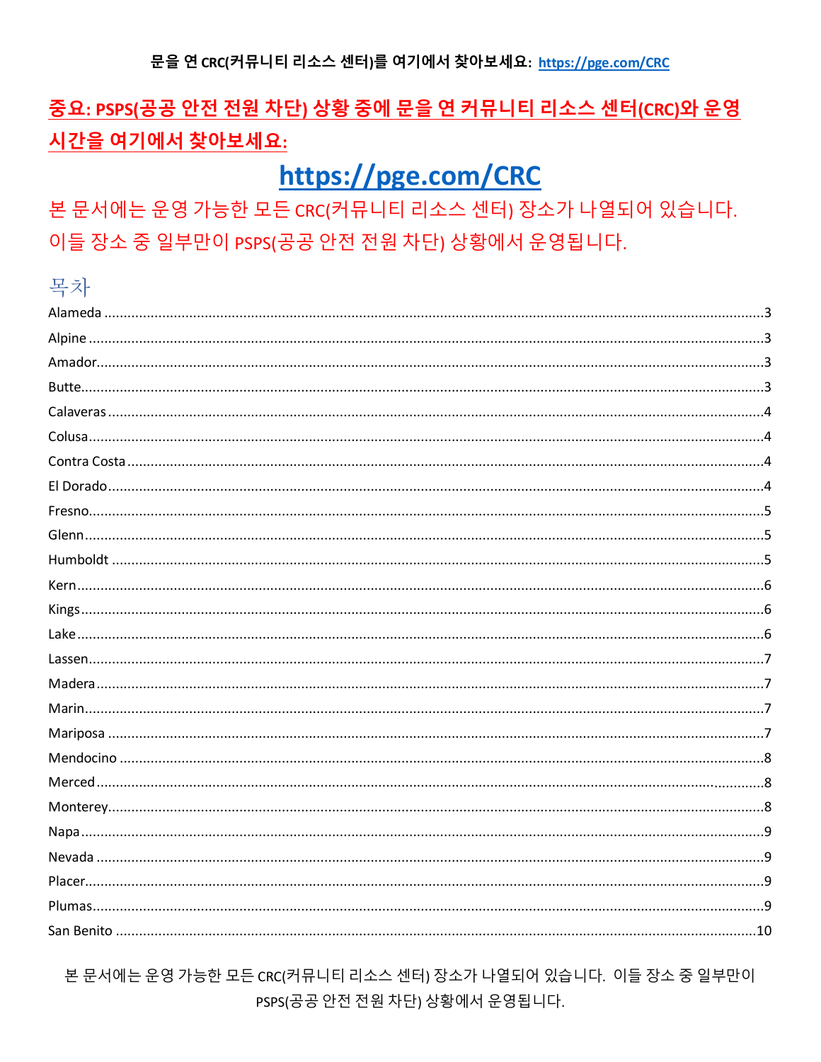문을 연 CRC(커뮤니티 리소스 센터)를 여기에서 찾아보세요: https://pge.com/CRC

**중요: PSPS(공공 안전 전원 차단) 상황 중에 문을 연 커뮤니티 리소스 센터(CRC)와 운영 시간을 여기에서 찾아보세요:**

# https://pge.com/CRC

본 문서에는 운영 가능한 모든 CRC(커뮤니티 리소스 센터) 장소가 나열되어 있습니다. 이들 장소 중 일부만이 PSPS(공공 안전 전원 차단) 상황에서 운영됩니다.

## 목차

Alameda ........ 3
Alpine ........ 3
Amador ........ 3
Butte ........ 3
Calaveras ........ 4
Colusa ........ 4
Contra Costa ........ 4
El Dorado ........ 4
Fresno ........ 5
Glenn ........ 5
Humboldt ........ 5
Kern ........ 6
Kings ........ 6
Lake ........ 6
Lassen ........ 7
Madera ........ 7
Marin ........ 7
Mariposa ........ 7
Mendocino ........ 8
Merced ........ 8
Monterey ........ 8
Napa ........ 9
Nevada ........ 9
Placer ........ 9
Plumas ........ 9
San Benito ........ 10

본 문서에는 운영 가능한 모든 CRC(커뮤니티 리소스 센터) 장소가 나열되어 있습니다. 이들 장소 중 일부만이 PSPS(공공 안전 전원 차단) 상황에서 운영됩니다.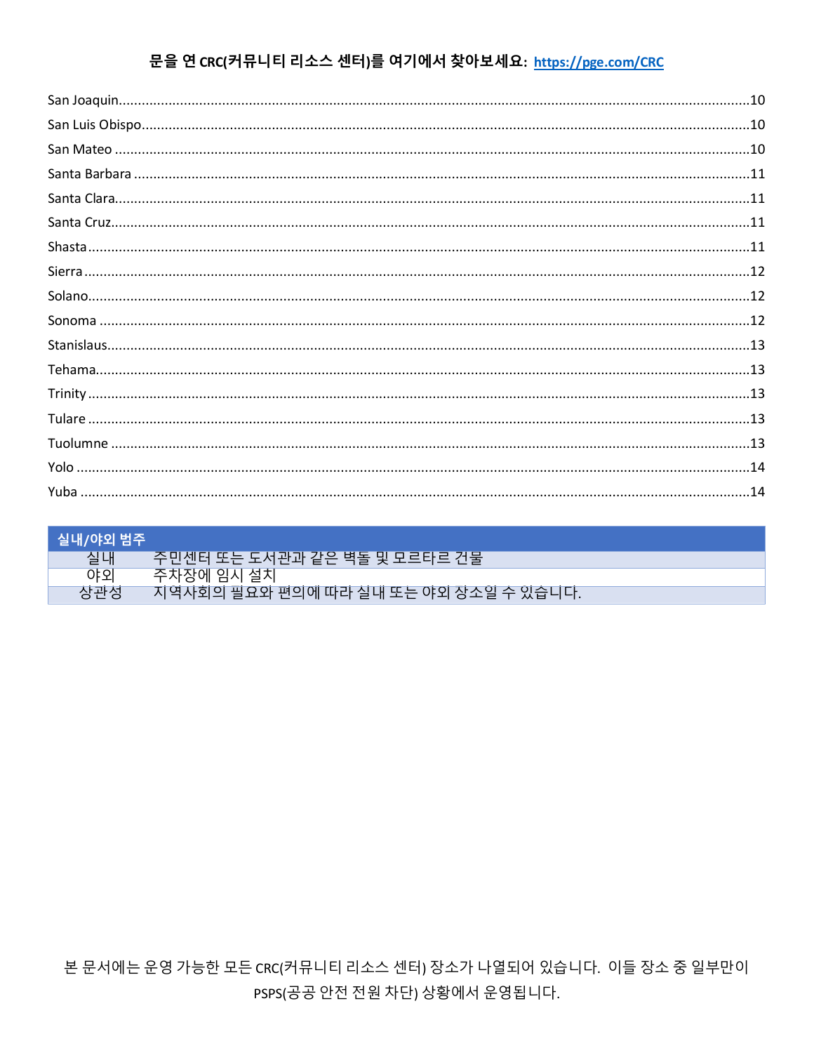문을 연 CRC(커뮤니티 리소스 센터)를 여기에서 찾아보세요: https://pge.com/CRC

San Joaquin....10
San Luis Obispo....10
San Mateo....10
Santa Barbara....11
Santa Clara....11
Santa Cruz....11
Shasta....11
Sierra....12
Solano....12
Sonoma....12
Stanislaus....13
Tehama....13
Trinity....13
Tulare....13
Tuolumne....13
Yolo....14
Yuba....14

| 실내/야외 범주 | |
|---|---|
| 실내 | 주민센터 또는 도서관과 같은 벽돌 및 모르타르 건물 |
| 야외 | 주차장에 임시 설치 |
| 상관성 | 지역사회의 필요와 편의에 따라 실내 또는 야외 장소일 수 있습니다. |

본 문서에는 운영 가능한 모든 CRC(커뮤니티 리소스 센터) 장소가 나열되어 있습니다. 이들 장소 중 일부만이 PSPS(공공 안전 전원 차단) 상황에서 운영됩니다.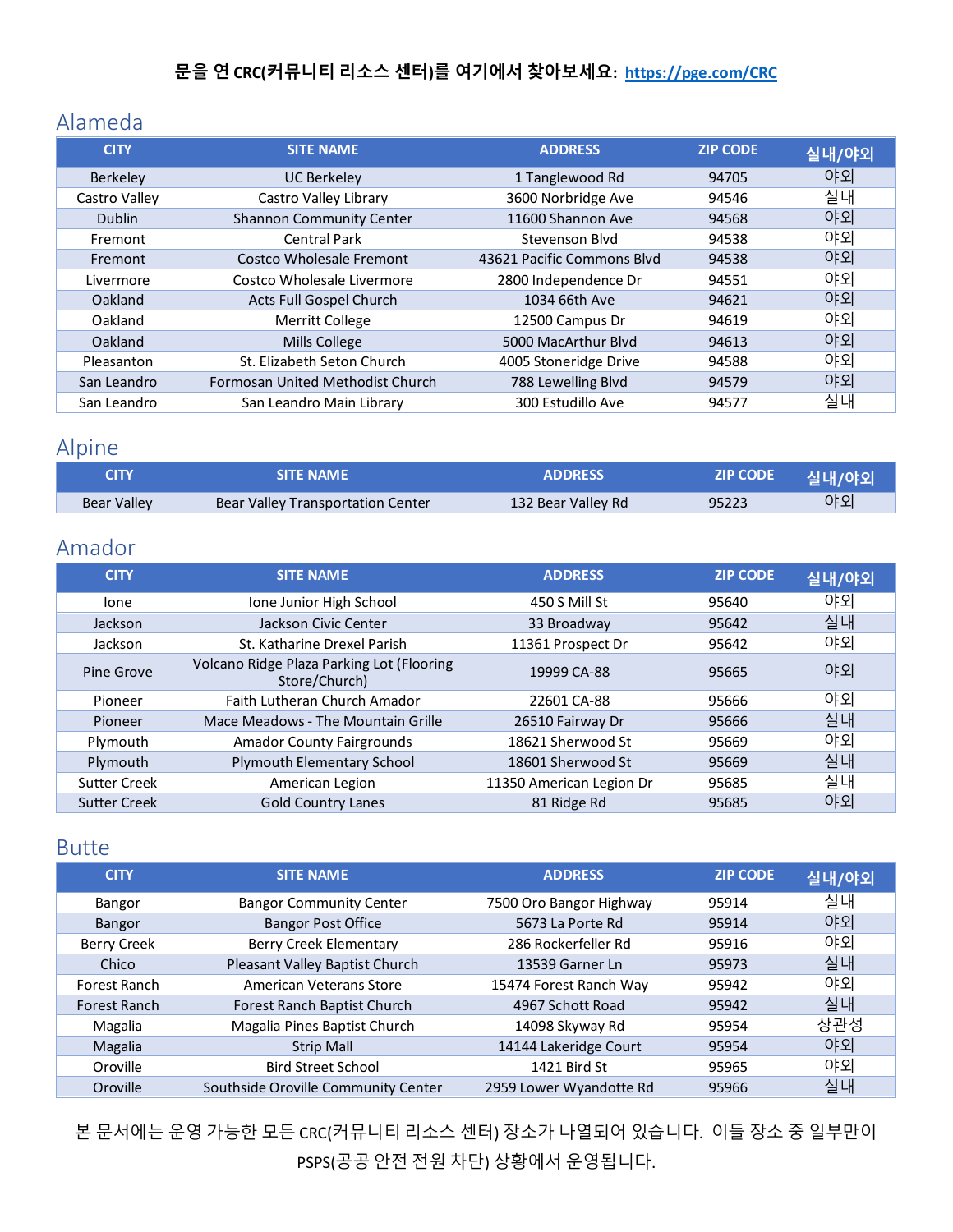**문을 연 CRC(커뮤니티 리소스 센터)를 여기에서 찾아보세요: https://pge.com/CRC**

## Alameda

| CITY | SITE NAME | ADDRESS | ZIP CODE | 실내/야외 |
|---|---|---|---|---|
| Berkeley | UC Berkeley | 1 Tanglewood Rd | 94705 | 야외 |
| Castro Valley | Castro Valley Library | 3600 Norbridge Ave | 94546 | 실내 |
| Dublin | Shannon Community Center | 11600 Shannon Ave | 94568 | 야외 |
| Fremont | Central Park | Stevenson Blvd | 94538 | 야외 |
| Fremont | Costco Wholesale Fremont | 43621 Pacific Commons Blvd | 94538 | 야외 |
| Livermore | Costco Wholesale Livermore | 2800 Independence Dr | 94551 | 야외 |
| Oakland | Acts Full Gospel Church | 1034 66th Ave | 94621 | 야외 |
| Oakland | Merritt College | 12500 Campus Dr | 94619 | 야외 |
| Oakland | Mills College | 5000 MacArthur Blvd | 94613 | 야외 |
| Pleasanton | St. Elizabeth Seton Church | 4005 Stoneridge Drive | 94588 | 야외 |
| San Leandro | Formosan United Methodist Church | 788 Lewelling Blvd | 94579 | 야외 |
| San Leandro | San Leandro Main Library | 300 Estudillo Ave | 94577 | 실내 |

## Alpine

| CITY | SITE NAME | ADDRESS | ZIP CODE | 실내/야외 |
|---|---|---|---|---|
| Bear Valley | Bear Valley Transportation Center | 132 Bear Valley Rd | 95223 | 야외 |

## Amador

| CITY | SITE NAME | ADDRESS | ZIP CODE | 실내/야외 |
|---|---|---|---|---|
| Ione | Ione Junior High School | 450 S Mill St | 95640 | 야외 |
| Jackson | Jackson Civic Center | 33 Broadway | 95642 | 실내 |
| Jackson | St. Katharine Drexel Parish | 11361 Prospect Dr | 95642 | 야외 |
| Pine Grove | Volcano Ridge Plaza Parking Lot (Flooring Store/Church) | 19999 CA-88 | 95665 | 야외 |
| Pioneer | Faith Lutheran Church Amador | 22601 CA-88 | 95666 | 야외 |
| Pioneer | Mace Meadows - The Mountain Grille | 26510 Fairway Dr | 95666 | 실내 |
| Plymouth | Amador County Fairgrounds | 18621 Sherwood St | 95669 | 야외 |
| Plymouth | Plymouth Elementary School | 18601 Sherwood St | 95669 | 실내 |
| Sutter Creek | American Legion | 11350 American Legion Dr | 95685 | 실내 |
| Sutter Creek | Gold Country Lanes | 81 Ridge Rd | 95685 | 야외 |

## Butte

| CITY | SITE NAME | ADDRESS | ZIP CODE | 실내/야외 |
|---|---|---|---|---|
| Bangor | Bangor Community Center | 7500 Oro Bangor Highway | 95914 | 실내 |
| Bangor | Bangor Post Office | 5673 La Porte Rd | 95914 | 야외 |
| Berry Creek | Berry Creek Elementary | 286 Rockerfeller Rd | 95916 | 야외 |
| Chico | Pleasant Valley Baptist Church | 13539 Garner Ln | 95973 | 실내 |
| Forest Ranch | American Veterans Store | 15474 Forest Ranch Way | 95942 | 야외 |
| Forest Ranch | Forest Ranch Baptist Church | 4967 Schott Road | 95942 | 실내 |
| Magalia | Magalia Pines Baptist Church | 14098 Skyway Rd | 95954 | 상관성 |
| Magalia | Strip Mall | 14144 Lakeridge Court | 95954 | 야외 |
| Oroville | Bird Street School | 1421 Bird St | 95965 | 야외 |
| Oroville | Southside Oroville Community Center | 2959 Lower Wyandotte Rd | 95966 | 실내 |

본 문서에는 운영 가능한 모든 CRC(커뮤니티 리소스 센터) 장소가 나열되어 있습니다. 이들 장소 중 일부만이 PSPS(공공 안전 전원 차단) 상황에서 운영됩니다.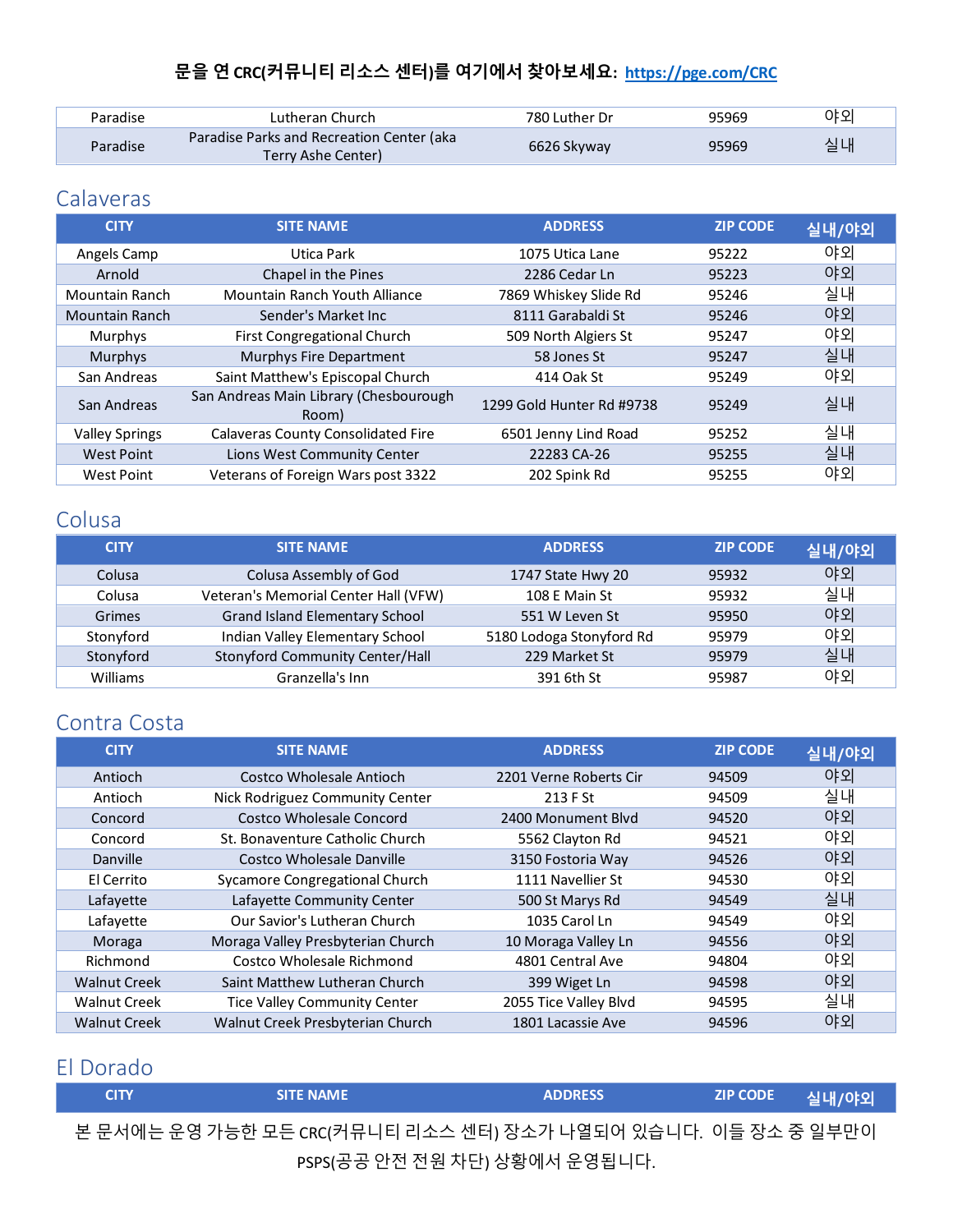문을 연 CRC(커뮤니티 리소스 센터)를 여기에서 찾아보세요: https://pge.com/CRC

| CITY | SITE NAME | ADDRESS | ZIP CODE | 실내/야외 |
|---|---|---|---|---|
| Paradise | Lutheran Church | 780 Luther Dr | 95969 | 야외 |
| Paradise | Paradise Parks and Recreation Center (aka Terry Ashe Center) | 6626 Skyway | 95969 | 실내 |

## Calaveras

| CITY | SITE NAME | ADDRESS | ZIP CODE | 실내/야외 |
|---|---|---|---|---|
| Angels Camp | Utica Park | 1075 Utica Lane | 95222 | 야외 |
| Arnold | Chapel in the Pines | 2286 Cedar Ln | 95223 | 야외 |
| Mountain Ranch | Mountain Ranch Youth Alliance | 7869 Whiskey Slide Rd | 95246 | 실내 |
| Mountain Ranch | Sender's Market Inc | 8111 Garabaldi St | 95246 | 야외 |
| Murphys | First Congregational Church | 509 North Algiers St | 95247 | 야외 |
| Murphys | Murphys Fire Department | 58 Jones St | 95247 | 실내 |
| San Andreas | Saint Matthew's Episcopal Church | 414 Oak St | 95249 | 야외 |
| San Andreas | San Andreas Main Library (Chesbourough Room) | 1299 Gold Hunter Rd #9738 | 95249 | 실내 |
| Valley Springs | Calaveras County Consolidated Fire | 6501 Jenny Lind Road | 95252 | 실내 |
| West Point | Lions West Community Center | 22283 CA-26 | 95255 | 실내 |
| West Point | Veterans of Foreign Wars post 3322 | 202 Spink Rd | 95255 | 야외 |

## Colusa

| CITY | SITE NAME | ADDRESS | ZIP CODE | 실내/야외 |
|---|---|---|---|---|
| Colusa | Colusa Assembly of God | 1747 State Hwy 20 | 95932 | 야외 |
| Colusa | Veteran's Memorial Center Hall (VFW) | 108 E Main St | 95932 | 실내 |
| Grimes | Grand Island Elementary School | 551 W Leven St | 95950 | 야외 |
| Stonyford | Indian Valley Elementary School | 5180 Lodoga Stonyford Rd | 95979 | 야외 |
| Stonyford | Stonyford Community Center/Hall | 229 Market St | 95979 | 실내 |
| Williams | Granzella's Inn | 391 6th St | 95987 | 야외 |

## Contra Costa

| CITY | SITE NAME | ADDRESS | ZIP CODE | 실내/야외 |
|---|---|---|---|---|
| Antioch | Costco Wholesale Antioch | 2201 Verne Roberts Cir | 94509 | 야외 |
| Antioch | Nick Rodriguez Community Center | 213 F St | 94509 | 실내 |
| Concord | Costco Wholesale Concord | 2400 Monument Blvd | 94520 | 야외 |
| Concord | St. Bonaventure Catholic Church | 5562 Clayton Rd | 94521 | 야외 |
| Danville | Costco Wholesale Danville | 3150 Fostoria Way | 94526 | 야외 |
| El Cerrito | Sycamore Congregational Church | 1111 Navellier St | 94530 | 야외 |
| Lafayette | Lafayette Community Center | 500 St Marys Rd | 94549 | 실내 |
| Lafayette | Our Savior's Lutheran Church | 1035 Carol Ln | 94549 | 야외 |
| Moraga | Moraga Valley Presbyterian Church | 10 Moraga Valley Ln | 94556 | 야외 |
| Richmond | Costco Wholesale Richmond | 4801 Central Ave | 94804 | 야외 |
| Walnut Creek | Saint Matthew Lutheran Church | 399 Wiget Ln | 94598 | 야외 |
| Walnut Creek | Tice Valley Community Center | 2055 Tice Valley Blvd | 94595 | 실내 |
| Walnut Creek | Walnut Creek Presbyterian Church | 1801 Lacassie Ave | 94596 | 야외 |

## El Dorado

| CITY | SITE NAME | ADDRESS | ZIP CODE | 실내/야외 |
|---|---|---|---|---|

본 문서에는 운영 가능한 모든 CRC(커뮤니티 리소스 센터) 장소가 나열되어 있습니다. 이들 장소 중 일부만이 PSPS(공공 안전 전원 차단) 상황에서 운영됩니다.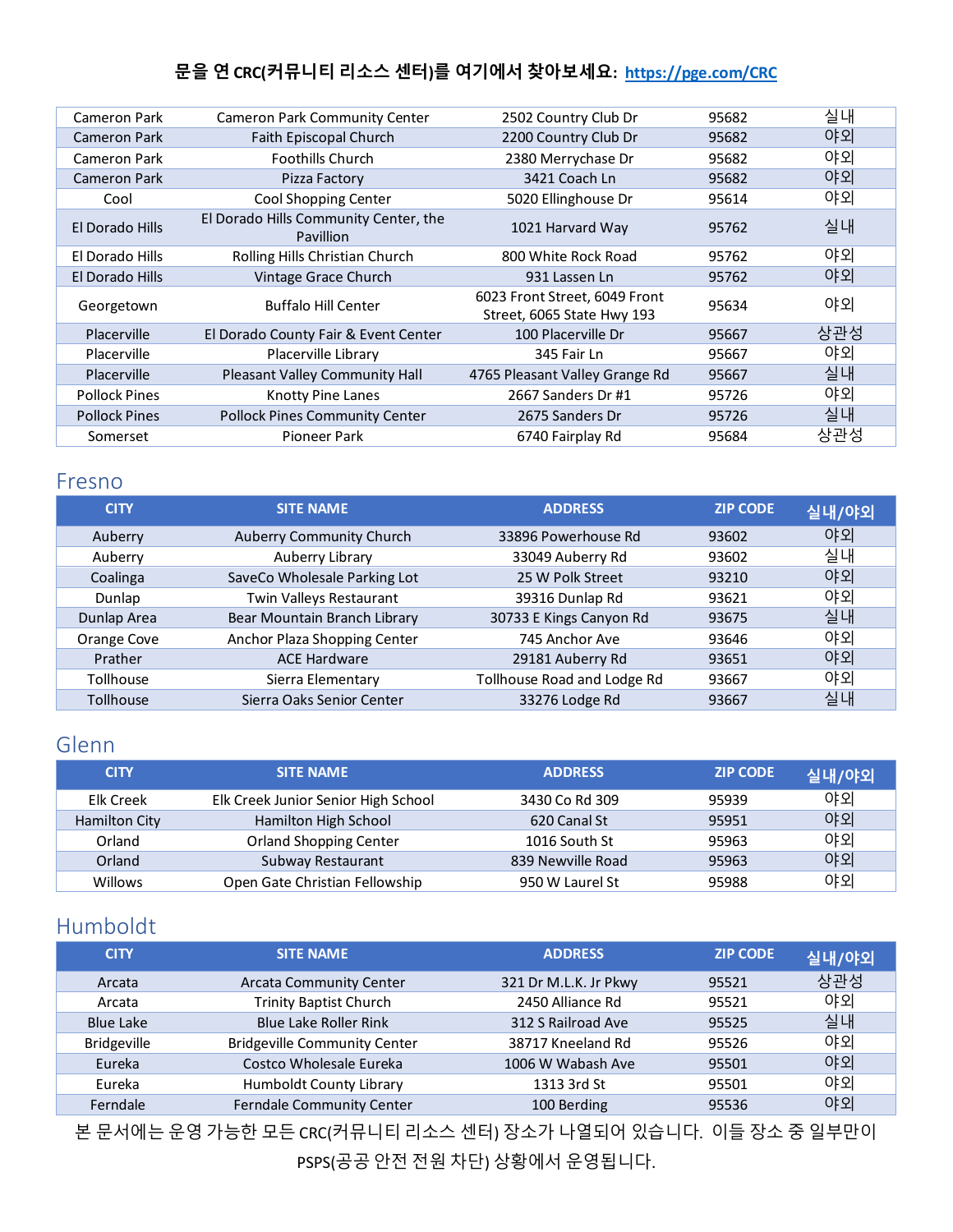문을 연 CRC(커뮤니티 리소스 센터)를 여기에서 찾아보세요: https://pge.com/CRC

| | | | | |
|---|---|---|---|---|
| Cameron Park | Cameron Park Community Center | 2502 Country Club Dr | 95682 | 실내 |
| Cameron Park | Faith Episcopal Church | 2200 Country Club Dr | 95682 | 야외 |
| Cameron Park | Foothills Church | 2380 Merrychase Dr | 95682 | 야외 |
| Cameron Park | Pizza Factory | 3421 Coach Ln | 95682 | 야외 |
| Cool | Cool Shopping Center | 5020 Ellinghouse Dr | 95614 | 야외 |
| El Dorado Hills | El Dorado Hills Community Center, the Pavillion | 1021 Harvard Way | 95762 | 실내 |
| El Dorado Hills | Rolling Hills Christian Church | 800 White Rock Road | 95762 | 야외 |
| El Dorado Hills | Vintage Grace Church | 931 Lassen Ln | 95762 | 야외 |
| Georgetown | Buffalo Hill Center | 6023 Front Street, 6049 Front Street, 6065 State Hwy 193 | 95634 | 야외 |
| Placerville | El Dorado County Fair & Event Center | 100 Placerville Dr | 95667 | 상관성 |
| Placerville | Placerville Library | 345 Fair Ln | 95667 | 야외 |
| Placerville | Pleasant Valley Community Hall | 4765 Pleasant Valley Grange Rd | 95667 | 실내 |
| Pollock Pines | Knotty Pine Lanes | 2667 Sanders Dr #1 | 95726 | 야외 |
| Pollock Pines | Pollock Pines Community Center | 2675 Sanders Dr | 95726 | 실내 |
| Somerset | Pioneer Park | 6740 Fairplay Rd | 95684 | 상관성 |

## Fresno

| CITY | SITE NAME | ADDRESS | ZIP CODE | 실내/야외 |
|---|---|---|---|---|
| Auberry | Auberry Community Church | 33896 Powerhouse Rd | 93602 | 야외 |
| Auberry | Auberry Library | 33049 Auberry Rd | 93602 | 실내 |
| Coalinga | SaveCo Wholesale Parking Lot | 25 W Polk Street | 93210 | 야외 |
| Dunlap | Twin Valleys Restaurant | 39316 Dunlap Rd | 93621 | 야외 |
| Dunlap Area | Bear Mountain Branch Library | 30733 E Kings Canyon Rd | 93675 | 실내 |
| Orange Cove | Anchor Plaza Shopping Center | 745 Anchor Ave | 93646 | 야외 |
| Prather | ACE Hardware | 29181 Auberry Rd | 93651 | 야외 |
| Tollhouse | Sierra Elementary | Tollhouse Road and Lodge Rd | 93667 | 야외 |
| Tollhouse | Sierra Oaks Senior Center | 33276 Lodge Rd | 93667 | 실내 |

## Glenn

| CITY | SITE NAME | ADDRESS | ZIP CODE | 실내/야외 |
|---|---|---|---|---|
| Elk Creek | Elk Creek Junior Senior High School | 3430 Co Rd 309 | 95939 | 야외 |
| Hamilton City | Hamilton High School | 620 Canal St | 95951 | 야외 |
| Orland | Orland Shopping Center | 1016 South St | 95963 | 야외 |
| Orland | Subway Restaurant | 839 Newville Road | 95963 | 야외 |
| Willows | Open Gate Christian Fellowship | 950 W Laurel St | 95988 | 야외 |

## Humboldt

| CITY | SITE NAME | ADDRESS | ZIP CODE | 실내/야외 |
|---|---|---|---|---|
| Arcata | Arcata Community Center | 321 Dr M.L.K. Jr Pkwy | 95521 | 상관성 |
| Arcata | Trinity Baptist Church | 2450 Alliance Rd | 95521 | 야외 |
| Blue Lake | Blue Lake Roller Rink | 312 S Railroad Ave | 95525 | 실내 |
| Bridgeville | Bridgeville Community Center | 38717 Kneeland Rd | 95526 | 야외 |
| Eureka | Costco Wholesale Eureka | 1006 W Wabash Ave | 95501 | 야외 |
| Eureka | Humboldt County Library | 1313 3rd St | 95501 | 야외 |
| Ferndale | Ferndale Community Center | 100 Berding | 95536 | 야외 |

본 문서에는 운영 가능한 모든 CRC(커뮤니티 리소스 센터) 장소가 나열되어 있습니다. 이들 장소 중 일부만이 PSPS(공공 안전 전원 차단) 상황에서 운영됩니다.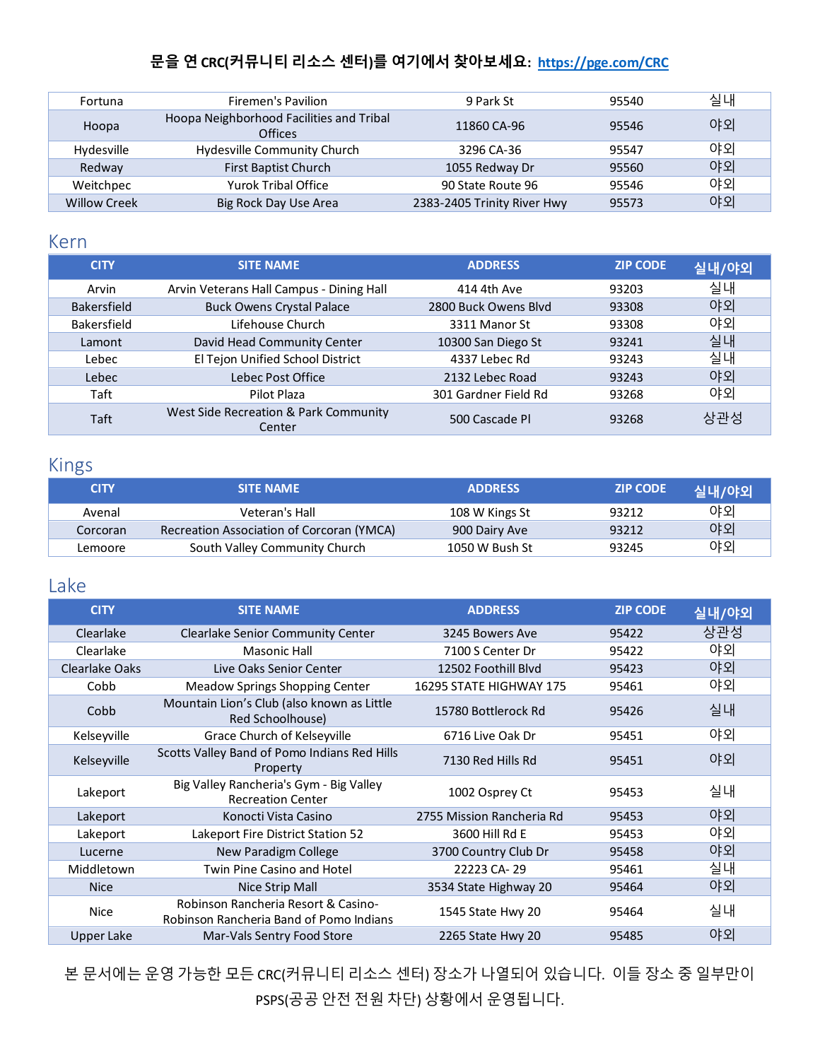문을 연 CRC(커뮤니티 리소스 센터)를 여기에서 찾아보세요: https://pge.com/CRC

| | | | | |
|---|---|---|---|---|
| Fortuna | Firemen's Pavilion | 9 Park St | 95540 | 실내 |
| Hoopa | Hoopa Neighborhood Facilities and Tribal Offices | 11860 CA-96 | 95546 | 야외 |
| Hydesville | Hydesville Community Church | 3296 CA-36 | 95547 | 야외 |
| Redway | First Baptist Church | 1055 Redway Dr | 95560 | 야외 |
| Weitchpec | Yurok Tribal Office | 90 State Route 96 | 95546 | 야외 |
| Willow Creek | Big Rock Day Use Area | 2383-2405 Trinity River Hwy | 95573 | 야외 |

## Kern

| CITY | SITE NAME | ADDRESS | ZIP CODE | 실내/야외 |
|---|---|---|---|---|
| Arvin | Arvin Veterans Hall Campus - Dining Hall | 414 4th Ave | 93203 | 실내 |
| Bakersfield | Buck Owens Crystal Palace | 2800 Buck Owens Blvd | 93308 | 야외 |
| Bakersfield | Lifehouse Church | 3311 Manor St | 93308 | 야외 |
| Lamont | David Head Community Center | 10300 San Diego St | 93241 | 실내 |
| Lebec | El Tejon Unified School District | 4337 Lebec Rd | 93243 | 실내 |
| Lebec | Lebec Post Office | 2132 Lebec Road | 93243 | 야외 |
| Taft | Pilot Plaza | 301 Gardner Field Rd | 93268 | 야외 |
| Taft | West Side Recreation & Park Community Center | 500 Cascade Pl | 93268 | 상관성 |

## Kings

| CITY | SITE NAME | ADDRESS | ZIP CODE | 실내/야외 |
|---|---|---|---|---|
| Avenal | Veteran's Hall | 108 W Kings St | 93212 | 야외 |
| Corcoran | Recreation Association of Corcoran (YMCA) | 900 Dairy Ave | 93212 | 야외 |
| Lemoore | South Valley Community Church | 1050 W Bush St | 93245 | 야외 |

## Lake

| CITY | SITE NAME | ADDRESS | ZIP CODE | 실내/야외 |
|---|---|---|---|---|
| Clearlake | Clearlake Senior Community Center | 3245 Bowers Ave | 95422 | 상관성 |
| Clearlake | Masonic Hall | 7100 S Center Dr | 95422 | 야외 |
| Clearlake Oaks | Live Oaks Senior Center | 12502 Foothill Blvd | 95423 | 야외 |
| Cobb | Meadow Springs Shopping Center | 16295 STATE HIGHWAY 175 | 95461 | 야외 |
| Cobb | Mountain Lion's Club (also known as Little Red Schoolhouse) | 15780 Bottlerock Rd | 95426 | 실내 |
| Kelseyville | Grace Church of Kelseyville | 6716 Live Oak Dr | 95451 | 야외 |
| Kelseyville | Scotts Valley Band of Pomo Indians Red Hills Property | 7130 Red Hills Rd | 95451 | 야외 |
| Lakeport | Big Valley Rancheria's Gym - Big Valley Recreation Center | 1002 Osprey Ct | 95453 | 실내 |
| Lakeport | Konocti Vista Casino | 2755 Mission Rancheria Rd | 95453 | 야외 |
| Lakeport | Lakeport Fire District Station 52 | 3600 Hill Rd E | 95453 | 야외 |
| Lucerne | New Paradigm College | 3700 Country Club Dr | 95458 | 야외 |
| Middletown | Twin Pine Casino and Hotel | 22223 CA- 29 | 95461 | 실내 |
| Nice | Nice Strip Mall | 3534 State Highway 20 | 95464 | 야외 |
| Nice | Robinson Rancheria Resort & Casino- Robinson Rancheria Band of Pomo Indians | 1545 State Hwy 20 | 95464 | 실내 |
| Upper Lake | Mar-Vals Sentry Food Store | 2265 State Hwy 20 | 95485 | 야외 |

본 문서에는 운영 가능한 모든 CRC(커뮤니티 리소스 센터) 장소가 나열되어 있습니다. 이들 장소 중 일부만이 PSPS(공공 안전 전원 차단) 상황에서 운영됩니다.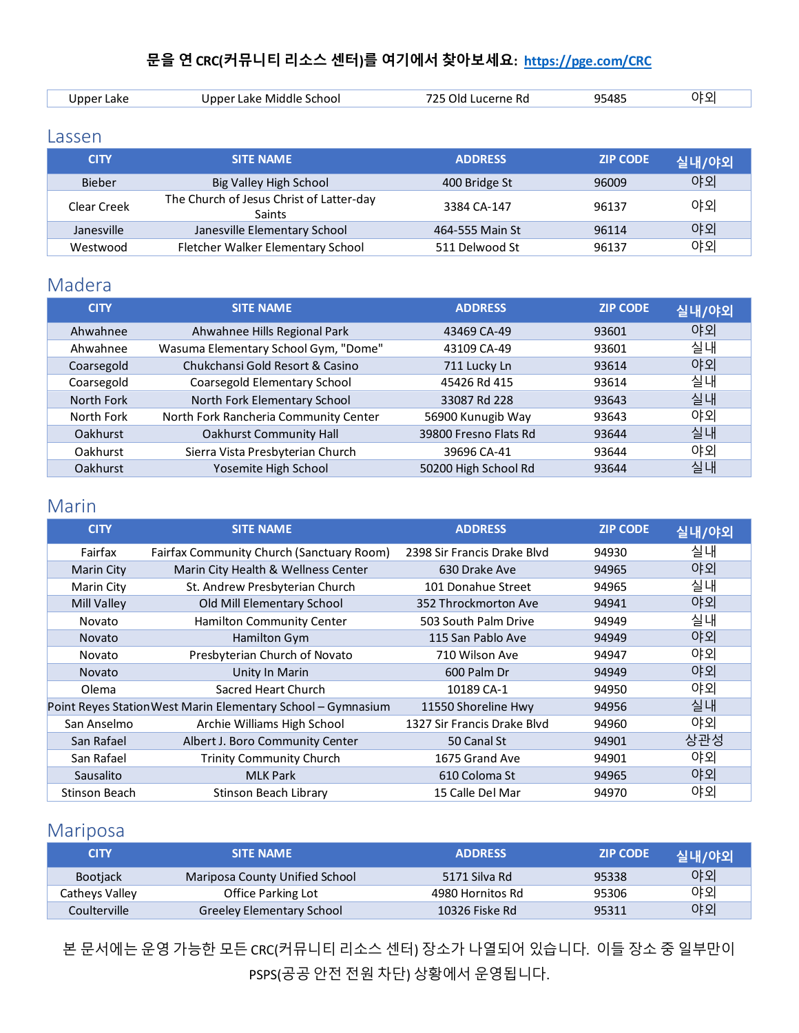문을 연 CRC(커뮤니티 리소스 센터)를 여기에서 찾아보세요: https://pge.com/CRC

| Upper Lake | Upper Lake Middle School | 725 Old Lucerne Rd | 95485 | 야외 |
|---|---|---|---|---|

## Lassen

| CITY | SITE NAME | ADDRESS | ZIP CODE | 실내/야외 |
|---|---|---|---|---|
| Bieber | Big Valley High School | 400 Bridge St | 96009 | 야외 |
| Clear Creek | The Church of Jesus Christ of Latter-day Saints | 3384 CA-147 | 96137 | 야외 |
| Janesville | Janesville Elementary School | 464-555 Main St | 96114 | 야외 |
| Westwood | Fletcher Walker Elementary School | 511 Delwood St | 96137 | 야외 |

## Madera

| CITY | SITE NAME | ADDRESS | ZIP CODE | 실내/야외 |
|---|---|---|---|---|
| Ahwahnee | Ahwahnee Hills Regional Park | 43469 CA-49 | 93601 | 야외 |
| Ahwahnee | Wasuma Elementary School Gym, "Dome" | 43109 CA-49 | 93601 | 실내 |
| Coarsegold | Chukchansi Gold Resort & Casino | 711 Lucky Ln | 93614 | 야외 |
| Coarsegold | Coarsegold Elementary School | 45426 Rd 415 | 93614 | 실내 |
| North Fork | North Fork Elementary School | 33087 Rd 228 | 93643 | 실내 |
| North Fork | North Fork Rancheria Community Center | 56900 Kunugib Way | 93643 | 야외 |
| Oakhurst | Oakhurst Community Hall | 39800 Fresno Flats Rd | 93644 | 실내 |
| Oakhurst | Sierra Vista Presbyterian Church | 39696 CA-41 | 93644 | 야외 |
| Oakhurst | Yosemite High School | 50200 High School Rd | 93644 | 실내 |

## Marin

| CITY | SITE NAME | ADDRESS | ZIP CODE | 실내/야외 |
|---|---|---|---|---|
| Fairfax | Fairfax Community Church (Sanctuary Room) | 2398 Sir Francis Drake Blvd | 94930 | 실내 |
| Marin City | Marin City Health & Wellness Center | 630 Drake Ave | 94965 | 야외 |
| Marin City | St. Andrew Presbyterian Church | 101 Donahue Street | 94965 | 실내 |
| Mill Valley | Old Mill Elementary School | 352 Throckmorton Ave | 94941 | 야외 |
| Novato | Hamilton Community Center | 503 South Palm Drive | 94949 | 실내 |
| Novato | Hamilton Gym | 115 San Pablo Ave | 94949 | 야외 |
| Novato | Presbyterian Church of Novato | 710 Wilson Ave | 94947 | 야외 |
| Novato | Unity In Marin | 600 Palm Dr | 94949 | 야외 |
| Olema | Sacred Heart Church | 10189 CA-1 | 94950 | 야외 |
| Point Reyes Station | West Marin Elementary School – Gymnasium | 11550 Shoreline Hwy | 94956 | 실내 |
| San Anselmo | Archie Williams High School | 1327 Sir Francis Drake Blvd | 94960 | 야외 |
| San Rafael | Albert J. Boro Community Center | 50 Canal St | 94901 | 상관성 |
| San Rafael | Trinity Community Church | 1675 Grand Ave | 94901 | 야외 |
| Sausalito | MLK Park | 610 Coloma St | 94965 | 야외 |
| Stinson Beach | Stinson Beach Library | 15 Calle Del Mar | 94970 | 야외 |

## Mariposa

| CITY | SITE NAME | ADDRESS | ZIP CODE | 실내/야외 |
|---|---|---|---|---|
| Bootjack | Mariposa County Unified School | 5171 Silva Rd | 95338 | 야외 |
| Catheys Valley | Office Parking Lot | 4980 Hornitos Rd | 95306 | 야외 |
| Coulterville | Greeley Elementary School | 10326 Fiske Rd | 95311 | 야외 |

본 문서에는 운영 가능한 모든 CRC(커뮤니티 리소스 센터) 장소가 나열되어 있습니다. 이들 장소 중 일부만이 PSPS(공공 안전 전원 차단) 상황에서 운영됩니다.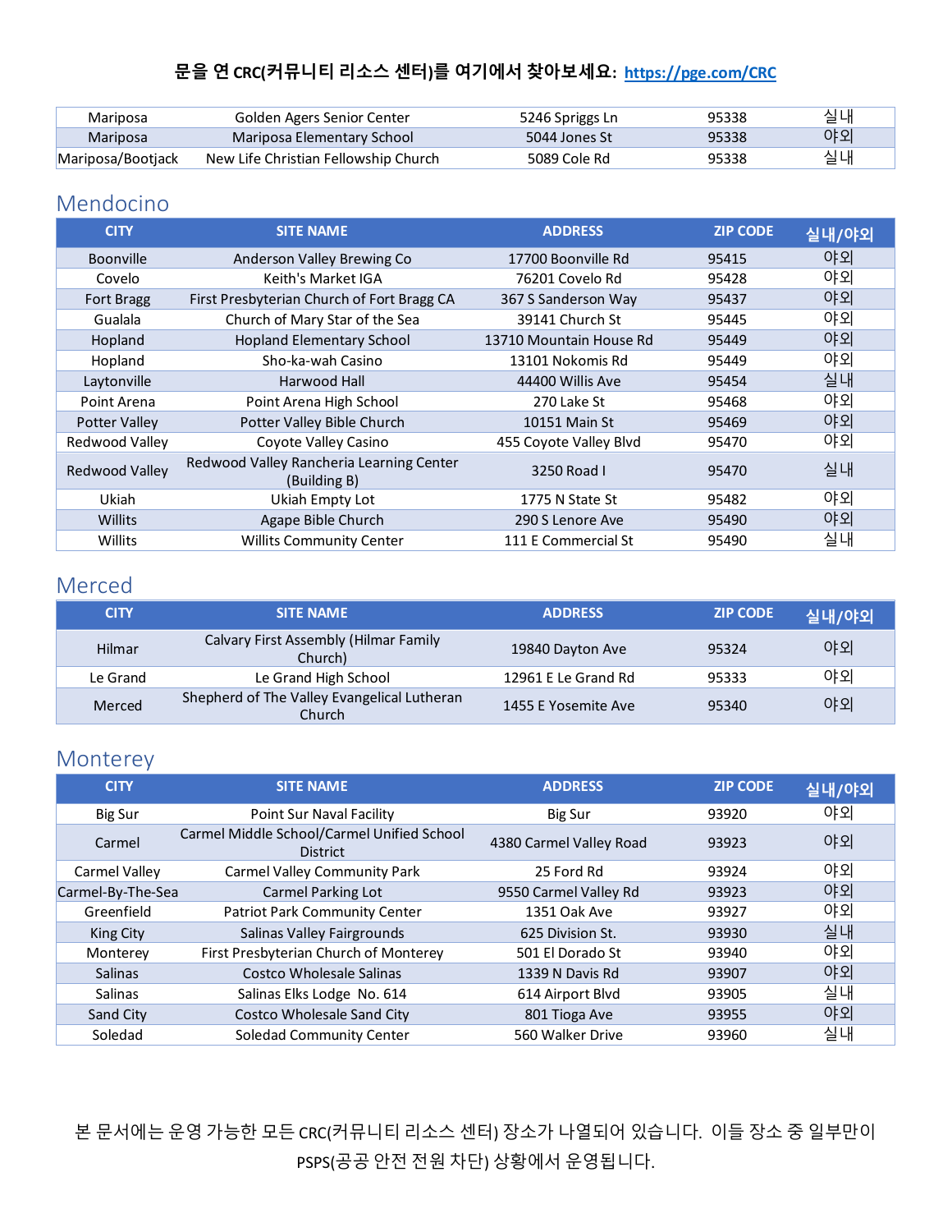문을 연 CRC(커뮤니티 리소스 센터)를 여기에서 찾아보세요: https://pge.com/CRC

| | | | | |
|---|---|---|---|---|
| Mariposa | Golden Agers Senior Center | 5246 Spriggs Ln | 95338 | 실내 |
| Mariposa | Mariposa Elementary School | 5044 Jones St | 95338 | 야외 |
| Mariposa/Bootjack | New Life Christian Fellowship Church | 5089 Cole Rd | 95338 | 실내 |

## Mendocino

| CITY | SITE NAME | ADDRESS | ZIP CODE | 실내/야외 |
|---|---|---|---|---|
| Boonville | Anderson Valley Brewing Co | 17700 Boonville Rd | 95415 | 야외 |
| Covelo | Keith's Market IGA | 76201 Covelo Rd | 95428 | 야외 |
| Fort Bragg | First Presbyterian Church of Fort Bragg CA | 367 S Sanderson Way | 95437 | 야외 |
| Gualala | Church of Mary Star of the Sea | 39141 Church St | 95445 | 야외 |
| Hopland | Hopland Elementary School | 13710 Mountain House Rd | 95449 | 야외 |
| Hopland | Sho-ka-wah Casino | 13101 Nokomis Rd | 95449 | 야외 |
| Laytonville | Harwood Hall | 44400 Willis Ave | 95454 | 실내 |
| Point Arena | Point Arena High School | 270 Lake St | 95468 | 야외 |
| Potter Valley | Potter Valley Bible Church | 10151 Main St | 95469 | 야외 |
| Redwood Valley | Coyote Valley Casino | 455 Coyote Valley Blvd | 95470 | 야외 |
| Redwood Valley | Redwood Valley Rancheria Learning Center (Building B) | 3250 Road I | 95470 | 실내 |
| Ukiah | Ukiah Empty Lot | 1775 N State St | 95482 | 야외 |
| Willits | Agape Bible Church | 290 S Lenore Ave | 95490 | 야외 |
| Willits | Willits Community Center | 111 E Commercial St | 95490 | 실내 |

## Merced

| CITY | SITE NAME | ADDRESS | ZIP CODE | 실내/야외 |
|---|---|---|---|---|
| Hilmar | Calvary First Assembly (Hilmar Family Church) | 19840 Dayton Ave | 95324 | 야외 |
| Le Grand | Le Grand High School | 12961 E Le Grand Rd | 95333 | 야외 |
| Merced | Shepherd of The Valley Evangelical Lutheran Church | 1455 E Yosemite Ave | 95340 | 야외 |

## Monterey

| CITY | SITE NAME | ADDRESS | ZIP CODE | 실내/야외 |
|---|---|---|---|---|
| Big Sur | Point Sur Naval Facility | Big Sur | 93920 | 야외 |
| Carmel | Carmel Middle School/Carmel Unified School District | 4380 Carmel Valley Road | 93923 | 야외 |
| Carmel Valley | Carmel Valley Community Park | 25 Ford Rd | 93924 | 야외 |
| Carmel-By-The-Sea | Carmel Parking Lot | 9550 Carmel Valley Rd | 93923 | 야외 |
| Greenfield | Patriot Park Community Center | 1351 Oak Ave | 93927 | 야외 |
| King City | Salinas Valley Fairgrounds | 625 Division St. | 93930 | 실내 |
| Monterey | First Presbyterian Church of Monterey | 501 El Dorado St | 93940 | 야외 |
| Salinas | Costco Wholesale Salinas | 1339 N Davis Rd | 93907 | 야외 |
| Salinas | Salinas Elks Lodge No. 614 | 614 Airport Blvd | 93905 | 실내 |
| Sand City | Costco Wholesale Sand City | 801 Tioga Ave | 93955 | 야외 |
| Soledad | Soledad Community Center | 560 Walker Drive | 93960 | 실내 |

본 문서에는 운영 가능한 모든 CRC(커뮤니티 리소스 센터) 장소가 나열되어 있습니다. 이들 장소 중 일부만이 PSPS(공공 안전 전원 차단) 상황에서 운영됩니다.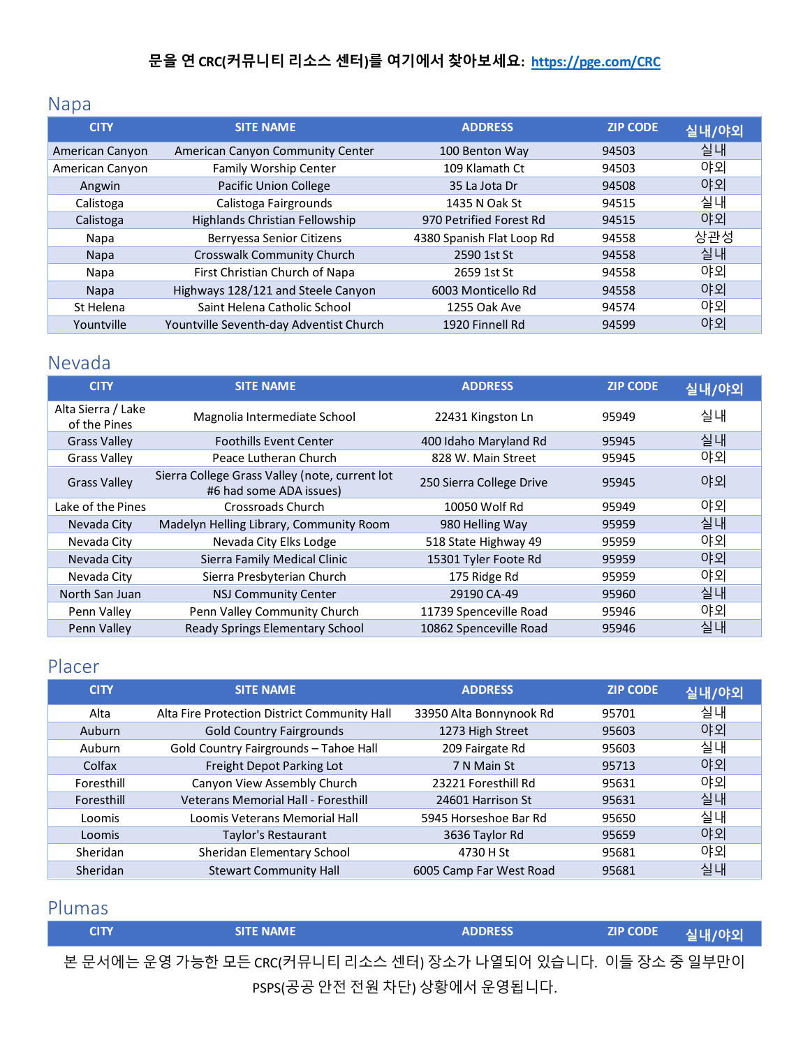**문을 연 CRC(커뮤니티 리소스 센터)를 여기에서 찾아보세요: https://pge.com/CRC**

## Napa

| CITY | SITE NAME | ADDRESS | ZIP CODE | 실내/야외 |
|---|---|---|---|---|
| American Canyon | American Canyon Community Center | 100 Benton Way | 94503 | 실내 |
| American Canyon | Family Worship Center | 109 Klamath Ct | 94503 | 야외 |
| Angwin | Pacific Union College | 35 La Jota Dr | 94508 | 야외 |
| Calistoga | Calistoga Fairgrounds | 1435 N Oak St | 94515 | 실내 |
| Calistoga | Highlands Christian Fellowship | 970 Petrified Forest Rd | 94515 | 야외 |
| Napa | Berryessa Senior Citizens | 4380 Spanish Flat Loop Rd | 94558 | 상관성 |
| Napa | Crosswalk Community Church | 2590 1st St | 94558 | 실내 |
| Napa | First Christian Church of Napa | 2659 1st St | 94558 | 야외 |
| Napa | Highways 128/121 and Steele Canyon | 6003 Monticello Rd | 94558 | 야외 |
| St Helena | Saint Helena Catholic School | 1255 Oak Ave | 94574 | 야외 |
| Yountville | Yountville Seventh-day Adventist Church | 1920 Finnell Rd | 94599 | 야외 |

## Nevada

| CITY | SITE NAME | ADDRESS | ZIP CODE | 실내/야외 |
|---|---|---|---|---|
| Alta Sierra / Lake of the Pines | Magnolia Intermediate School | 22431 Kingston Ln | 95949 | 실내 |
| Grass Valley | Foothills Event Center | 400 Idaho Maryland Rd | 95945 | 실내 |
| Grass Valley | Peace Lutheran Church | 828 W. Main Street | 95945 | 야외 |
| Grass Valley | Sierra College Grass Valley (note, current lot #6 had some ADA issues) | 250 Sierra College Drive | 95945 | 야외 |
| Lake of the Pines | Crossroads Church | 10050 Wolf Rd | 95949 | 야외 |
| Nevada City | Madelyn Helling Library, Community Room | 980 Helling Way | 95959 | 실내 |
| Nevada City | Nevada City Elks Lodge | 518 State Highway 49 | 95959 | 야외 |
| Nevada City | Sierra Family Medical Clinic | 15301 Tyler Foote Rd | 95959 | 야외 |
| Nevada City | Sierra Presbyterian Church | 175 Ridge Rd | 95959 | 야외 |
| North San Juan | NSJ Community Center | 29190 CA-49 | 95960 | 실내 |
| Penn Valley | Penn Valley Community Church | 11739 Spenceville Road | 95946 | 야외 |
| Penn Valley | Ready Springs Elementary School | 10862 Spenceville Road | 95946 | 실내 |

## Placer

| CITY | SITE NAME | ADDRESS | ZIP CODE | 실내/야외 |
|---|---|---|---|---|
| Alta | Alta Fire Protection District Community Hall | 33950 Alta Bonnynook Rd | 95701 | 실내 |
| Auburn | Gold Country Fairgrounds | 1273 High Street | 95603 | 야외 |
| Auburn | Gold Country Fairgrounds – Tahoe Hall | 209 Fairgate Rd | 95603 | 실내 |
| Colfax | Freight Depot Parking Lot | 7 N Main St | 95713 | 야외 |
| Foresthill | Canyon View Assembly Church | 23221 Foresthill Rd | 95631 | 야외 |
| Foresthill | Veterans Memorial Hall - Foresthill | 24601 Harrison St | 95631 | 실내 |
| Loomis | Loomis Veterans Memorial Hall | 5945 Horseshoe Bar Rd | 95650 | 실내 |
| Loomis | Taylor's Restaurant | 3636 Taylor Rd | 95659 | 야외 |
| Sheridan | Sheridan Elementary School | 4730 H St | 95681 | 야외 |
| Sheridan | Stewart Community Hall | 6005 Camp Far West Road | 95681 | 실내 |

## Plumas

| CITY | SITE NAME | ADDRESS | ZIP CODE | 실내/야외 |
|---|---|---|---|---|

본 문서에는 운영 가능한 모든 CRC(커뮤니티 리소스 센터) 장소가 나열되어 있습니다. 이들 장소 중 일부만이 PSPS(공공 안전 전원 차단) 상황에서 운영됩니다.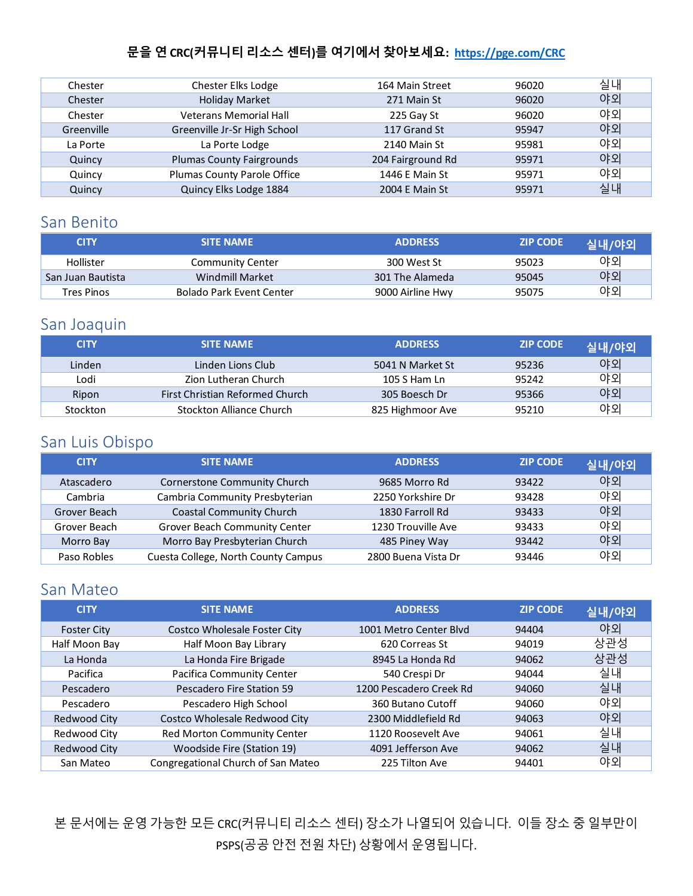문을 연 CRC(커뮤니티 리소스 센터)를 여기에서 찾아보세요: https://pge.com/CRC

| | | | | |
|---|---|---|---|---|
| Chester | Chester Elks Lodge | 164 Main Street | 96020 | 실내 |
| Chester | Holiday Market | 271 Main St | 96020 | 야외 |
| Chester | Veterans Memorial Hall | 225 Gay St | 96020 | 야외 |
| Greenville | Greenville Jr-Sr High School | 117 Grand St | 95947 | 야외 |
| La Porte | La Porte Lodge | 2140 Main St | 95981 | 야외 |
| Quincy | Plumas County Fairgrounds | 204 Fairground Rd | 95971 | 야외 |
| Quincy | Plumas County Parole Office | 1446 E Main St | 95971 | 야외 |
| Quincy | Quincy Elks Lodge 1884 | 2004 E Main St | 95971 | 실내 |

## San Benito

| CITY | SITE NAME | ADDRESS | ZIP CODE | 실내/야외 |
|---|---|---|---|---|
| Hollister | Community Center | 300 West St | 95023 | 야외 |
| San Juan Bautista | Windmill Market | 301 The Alameda | 95045 | 야외 |
| Tres Pinos | Bolado Park Event Center | 9000 Airline Hwy | 95075 | 야외 |

## San Joaquin

| CITY | SITE NAME | ADDRESS | ZIP CODE | 실내/야외 |
|---|---|---|---|---|
| Linden | Linden Lions Club | 5041 N Market St | 95236 | 야외 |
| Lodi | Zion Lutheran Church | 105 S Ham Ln | 95242 | 야외 |
| Ripon | First Christian Reformed Church | 305 Boesch Dr | 95366 | 야외 |
| Stockton | Stockton Alliance Church | 825 Highmoor Ave | 95210 | 야외 |

## San Luis Obispo

| CITY | SITE NAME | ADDRESS | ZIP CODE | 실내/야외 |
|---|---|---|---|---|
| Atascadero | Cornerstone Community Church | 9685 Morro Rd | 93422 | 야외 |
| Cambria | Cambria Community Presbyterian | 2250 Yorkshire Dr | 93428 | 야외 |
| Grover Beach | Coastal Community Church | 1830 Farroll Rd | 93433 | 야외 |
| Grover Beach | Grover Beach Community Center | 1230 Trouville Ave | 93433 | 야외 |
| Morro Bay | Morro Bay Presbyterian Church | 485 Piney Way | 93442 | 야외 |
| Paso Robles | Cuesta College, North County Campus | 2800 Buena Vista Dr | 93446 | 야외 |

## San Mateo

| CITY | SITE NAME | ADDRESS | ZIP CODE | 실내/야외 |
|---|---|---|---|---|
| Foster City | Costco Wholesale Foster City | 1001 Metro Center Blvd | 94404 | 야외 |
| Half Moon Bay | Half Moon Bay Library | 620 Correas St | 94019 | 상관성 |
| La Honda | La Honda Fire Brigade | 8945 La Honda Rd | 94062 | 상관성 |
| Pacifica | Pacifica Community Center | 540 Crespi Dr | 94044 | 실내 |
| Pescadero | Pescadero Fire Station 59 | 1200 Pescadero Creek Rd | 94060 | 실내 |
| Pescadero | Pescadero High School | 360 Butano Cutoff | 94060 | 야외 |
| Redwood City | Costco Wholesale Redwood City | 2300 Middlefield Rd | 94063 | 야외 |
| Redwood City | Red Morton Community Center | 1120 Roosevelt Ave | 94061 | 실내 |
| Redwood City | Woodside Fire (Station 19) | 4091 Jefferson Ave | 94062 | 실내 |
| San Mateo | Congregational Church of San Mateo | 225 Tilton Ave | 94401 | 야외 |

본 문서에는 운영 가능한 모든 CRC(커뮤니티 리소스 센터) 장소가 나열되어 있습니다. 이들 장소 중 일부만이 PSPS(공공 안전 전원 차단) 상황에서 운영됩니다.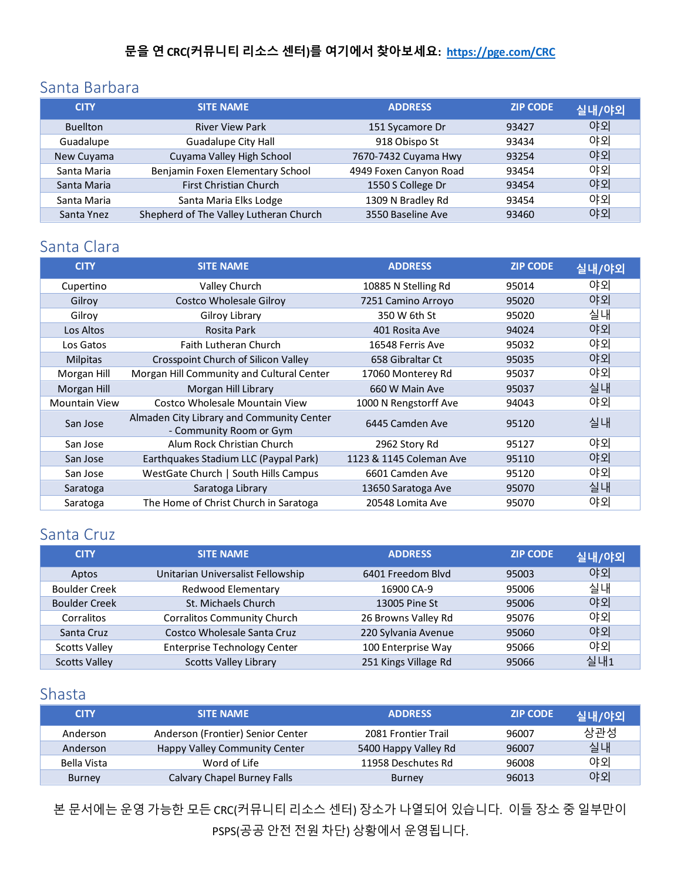문을 연 CRC(커뮤니티 리소스 센터)를 여기에서 찾아보세요: https://pge.com/CRC

## Santa Barbara

| CITY | SITE NAME | ADDRESS | ZIP CODE | 실내/야외 |
|---|---|---|---|---|
| Buellton | River View Park | 151 Sycamore Dr | 93427 | 야외 |
| Guadalupe | Guadalupe City Hall | 918 Obispo St | 93434 | 야외 |
| New Cuyama | Cuyama Valley High School | 7670-7432 Cuyama Hwy | 93254 | 야외 |
| Santa Maria | Benjamin Foxen Elementary School | 4949 Foxen Canyon Road | 93454 | 야외 |
| Santa Maria | First Christian Church | 1550 S College Dr | 93454 | 야외 |
| Santa Maria | Santa Maria Elks Lodge | 1309 N Bradley Rd | 93454 | 야외 |
| Santa Ynez | Shepherd of The Valley Lutheran Church | 3550 Baseline Ave | 93460 | 야외 |

## Santa Clara

| CITY | SITE NAME | ADDRESS | ZIP CODE | 실내/야외 |
|---|---|---|---|---|
| Cupertino | Valley Church | 10885 N Stelling Rd | 95014 | 야외 |
| Gilroy | Costco Wholesale Gilroy | 7251 Camino Arroyo | 95020 | 야외 |
| Gilroy | Gilroy Library | 350 W 6th St | 95020 | 실내 |
| Los Altos | Rosita Park | 401 Rosita Ave | 94024 | 야외 |
| Los Gatos | Faith Lutheran Church | 16548 Ferris Ave | 95032 | 야외 |
| Milpitas | Crosspoint Church of Silicon Valley | 658 Gibraltar Ct | 95035 | 야외 |
| Morgan Hill | Morgan Hill Community and Cultural Center | 17060 Monterey Rd | 95037 | 야외 |
| Morgan Hill | Morgan Hill Library | 660 W Main Ave | 95037 | 실내 |
| Mountain View | Costco Wholesale Mountain View | 1000 N Rengstorff Ave | 94043 | 야외 |
| San Jose | Almaden City Library and Community Center - Community Room or Gym | 6445 Camden Ave | 95120 | 실내 |
| San Jose | Alum Rock Christian Church | 2962 Story Rd | 95127 | 야외 |
| San Jose | Earthquakes Stadium LLC (Paypal Park) | 1123 & 1145 Coleman Ave | 95110 | 야외 |
| San Jose | WestGate Church \| South Hills Campus | 6601 Camden Ave | 95120 | 야외 |
| Saratoga | Saratoga Library | 13650 Saratoga Ave | 95070 | 실내 |
| Saratoga | The Home of Christ Church in Saratoga | 20548 Lomita Ave | 95070 | 야외 |

## Santa Cruz

| CITY | SITE NAME | ADDRESS | ZIP CODE | 실내/야외 |
|---|---|---|---|---|
| Aptos | Unitarian Universalist Fellowship | 6401 Freedom Blvd | 95003 | 야외 |
| Boulder Creek | Redwood Elementary | 16900 CA-9 | 95006 | 실내 |
| Boulder Creek | St. Michaels Church | 13005 Pine St | 95006 | 야외 |
| Corralitos | Corralitos Community Church | 26 Browns Valley Rd | 95076 | 야외 |
| Santa Cruz | Costco Wholesale Santa Cruz | 220 Sylvania Avenue | 95060 | 야외 |
| Scotts Valley | Enterprise Technology Center | 100 Enterprise Way | 95066 | 야외 |
| Scotts Valley | Scotts Valley Library | 251 Kings Village Rd | 95066 | 실내1 |

## Shasta

| CITY | SITE NAME | ADDRESS | ZIP CODE | 실내/야외 |
|---|---|---|---|---|
| Anderson | Anderson (Frontier) Senior Center | 2081 Frontier Trail | 96007 | 상관성 |
| Anderson | Happy Valley Community Center | 5400 Happy Valley Rd | 96007 | 실내 |
| Bella Vista | Word of Life | 11958 Deschutes Rd | 96008 | 야외 |
| Burney | Calvary Chapel Burney Falls | Burney | 96013 | 야외 |

본 문서에는 운영 가능한 모든 CRC(커뮤니티 리소스 센터) 장소가 나열되어 있습니다. 이들 장소 중 일부만이 PSPS(공공 안전 전원 차단) 상황에서 운영됩니다.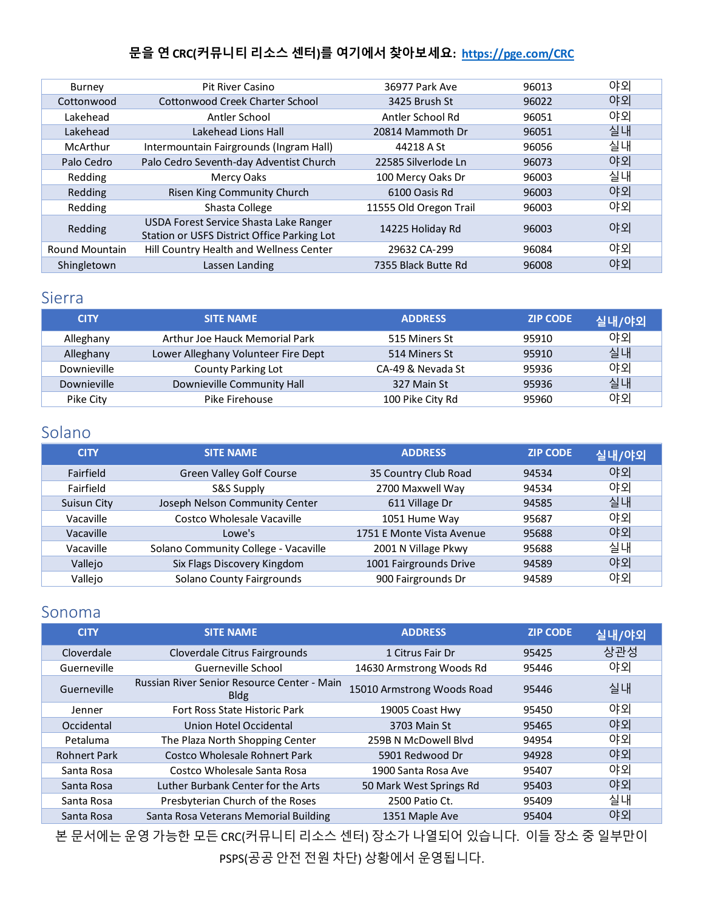문을 연 CRC(커뮤니티 리소스 센터)를 여기에서 찾아보세요: https://pge.com/CRC

| | | | | |
|---|---|---|---|---|
| Burney | Pit River Casino | 36977 Park Ave | 96013 | 야외 |
| Cottonwood | Cottonwood Creek Charter School | 3425 Brush St | 96022 | 야외 |
| Lakehead | Antler School | Antler School Rd | 96051 | 야외 |
| Lakehead | Lakehead Lions Hall | 20814 Mammoth Dr | 96051 | 실내 |
| McArthur | Intermountain Fairgrounds (Ingram Hall) | 44218 A St | 96056 | 실내 |
| Palo Cedro | Palo Cedro Seventh-day Adventist Church | 22585 Silverlode Ln | 96073 | 야외 |
| Redding | Mercy Oaks | 100 Mercy Oaks Dr | 96003 | 실내 |
| Redding | Risen King Community Church | 6100 Oasis Rd | 96003 | 야외 |
| Redding | Shasta College | 11555 Old Oregon Trail | 96003 | 야외 |
| Redding | USDA Forest Service Shasta Lake Ranger Station or USFS District Office Parking Lot | 14225 Holiday Rd | 96003 | 야외 |
| Round Mountain | Hill Country Health and Wellness Center | 29632 CA-299 | 96084 | 야외 |
| Shingletown | Lassen Landing | 7355 Black Butte Rd | 96008 | 야외 |

## Sierra

| CITY | SITE NAME | ADDRESS | ZIP CODE | 실내/야외 |
|---|---|---|---|---|
| Alleghany | Arthur Joe Hauck Memorial Park | 515 Miners St | 95910 | 야외 |
| Alleghany | Lower Alleghany Volunteer Fire Dept | 514 Miners St | 95910 | 실내 |
| Downieville | County Parking Lot | CA-49 & Nevada St | 95936 | 야외 |
| Downieville | Downieville Community Hall | 327 Main St | 95936 | 실내 |
| Pike City | Pike Firehouse | 100 Pike City Rd | 95960 | 야외 |

## Solano

| CITY | SITE NAME | ADDRESS | ZIP CODE | 실내/야외 |
|---|---|---|---|---|
| Fairfield | Green Valley Golf Course | 35 Country Club Road | 94534 | 야외 |
| Fairfield | S&S Supply | 2700 Maxwell Way | 94534 | 야외 |
| Suisun City | Joseph Nelson Community Center | 611 Village Dr | 94585 | 실내 |
| Vacaville | Costco Wholesale Vacaville | 1051 Hume Way | 95687 | 야외 |
| Vacaville | Lowe's | 1751 E Monte Vista Avenue | 95688 | 야외 |
| Vacaville | Solano Community College - Vacaville | 2001 N Village Pkwy | 95688 | 실내 |
| Vallejo | Six Flags Discovery Kingdom | 1001 Fairgrounds Drive | 94589 | 야외 |
| Vallejo | Solano County Fairgrounds | 900 Fairgrounds Dr | 94589 | 야외 |

## Sonoma

| CITY | SITE NAME | ADDRESS | ZIP CODE | 실내/야외 |
|---|---|---|---|---|
| Cloverdale | Cloverdale Citrus Fairgrounds | 1 Citrus Fair Dr | 95425 | 상관성 |
| Guerneville | Guerneville School | 14630 Armstrong Woods Rd | 95446 | 야외 |
| Guerneville | Russian River Senior Resource Center - Main Bldg | 15010 Armstrong Woods Road | 95446 | 실내 |
| Jenner | Fort Ross State Historic Park | 19005 Coast Hwy | 95450 | 야외 |
| Occidental | Union Hotel Occidental | 3703 Main St | 95465 | 야외 |
| Petaluma | The Plaza North Shopping Center | 259B N McDowell Blvd | 94954 | 야외 |
| Rohnert Park | Costco Wholesale Rohnert Park | 5901 Redwood Dr | 94928 | 야외 |
| Santa Rosa | Costco Wholesale Santa Rosa | 1900 Santa Rosa Ave | 95407 | 야외 |
| Santa Rosa | Luther Burbank Center for the Arts | 50 Mark West Springs Rd | 95403 | 야외 |
| Santa Rosa | Presbyterian Church of the Roses | 2500 Patio Ct. | 95409 | 실내 |
| Santa Rosa | Santa Rosa Veterans Memorial Building | 1351 Maple Ave | 95404 | 야외 |

본 문서에는 운영 가능한 모든 CRC(커뮤니티 리소스 센터) 장소가 나열되어 있습니다. 이들 장소 중 일부만이 PSPS(공공 안전 전원 차단) 상황에서 운영됩니다.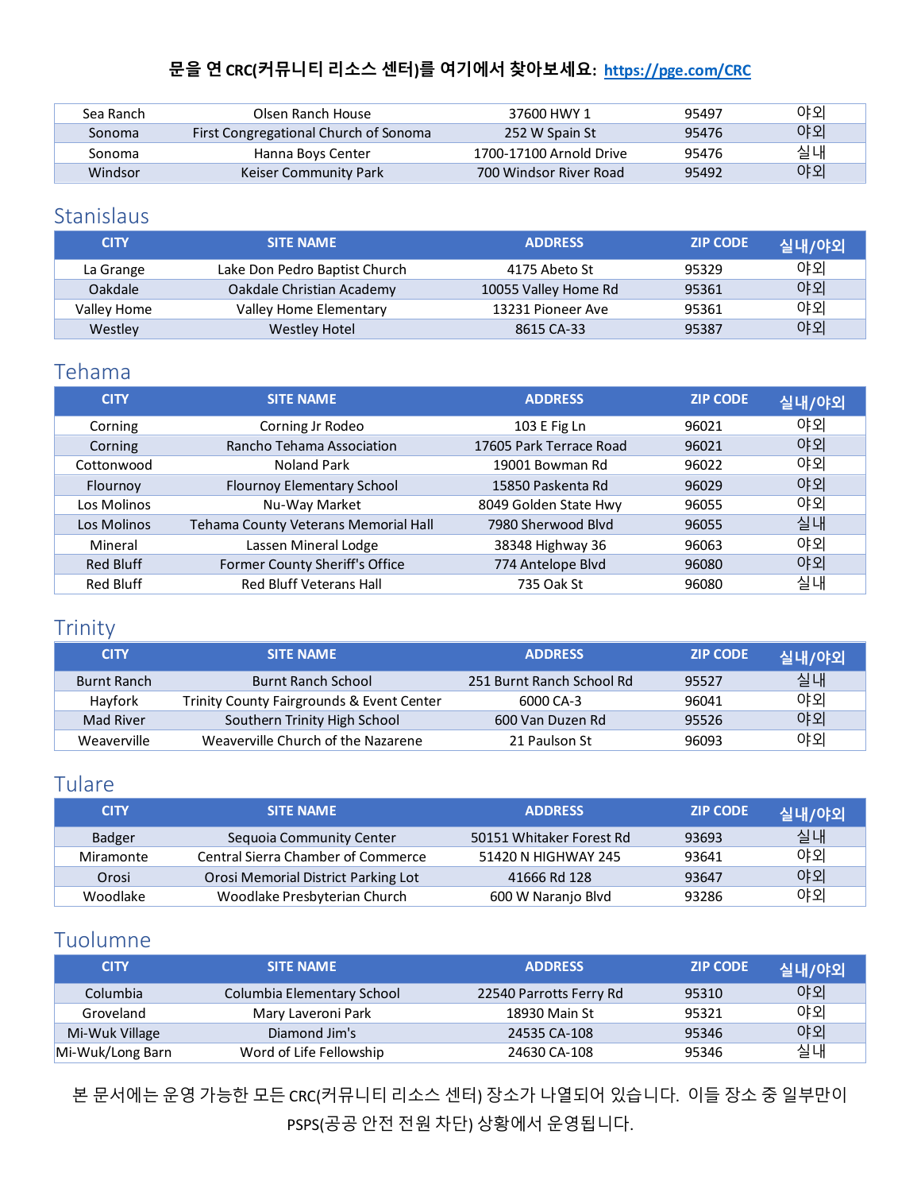문을 연 CRC(커뮤니티 리소스 센터)를 여기에서 찾아보세요: https://pge.com/CRC

| | | | | |
|---|---|---|---|---|
| Sea Ranch | Olsen Ranch House | 37600 HWY 1 | 95497 | 야외 |
| Sonoma | First Congregational Church of Sonoma | 252 W Spain St | 95476 | 야외 |
| Sonoma | Hanna Boys Center | 1700-17100 Arnold Drive | 95476 | 실내 |
| Windsor | Keiser Community Park | 700 Windsor River Road | 95492 | 야외 |

## Stanislaus

| CITY | SITE NAME | ADDRESS | ZIP CODE | 실내/야외 |
|---|---|---|---|---|
| La Grange | Lake Don Pedro Baptist Church | 4175 Abeto St | 95329 | 야외 |
| Oakdale | Oakdale Christian Academy | 10055 Valley Home Rd | 95361 | 야외 |
| Valley Home | Valley Home Elementary | 13231 Pioneer Ave | 95361 | 야외 |
| Westley | Westley Hotel | 8615 CA-33 | 95387 | 야외 |

## Tehama

| CITY | SITE NAME | ADDRESS | ZIP CODE | 실내/야외 |
|---|---|---|---|---|
| Corning | Corning Jr Rodeo | 103 E Fig Ln | 96021 | 야외 |
| Corning | Rancho Tehama Association | 17605 Park Terrace Road | 96021 | 야외 |
| Cottonwood | Noland Park | 19001 Bowman Rd | 96022 | 야외 |
| Flournoy | Flournoy Elementary School | 15850 Paskenta Rd | 96029 | 야외 |
| Los Molinos | Nu-Way Market | 8049 Golden State Hwy | 96055 | 야외 |
| Los Molinos | Tehama County Veterans Memorial Hall | 7980 Sherwood Blvd | 96055 | 실내 |
| Mineral | Lassen Mineral Lodge | 38348 Highway 36 | 96063 | 야외 |
| Red Bluff | Former County Sheriff's Office | 774 Antelope Blvd | 96080 | 야외 |
| Red Bluff | Red Bluff Veterans Hall | 735 Oak St | 96080 | 실내 |

## Trinity

| CITY | SITE NAME | ADDRESS | ZIP CODE | 실내/야외 |
|---|---|---|---|---|
| Burnt Ranch | Burnt Ranch School | 251 Burnt Ranch School Rd | 95527 | 실내 |
| Hayfork | Trinity County Fairgrounds & Event Center | 6000 CA-3 | 96041 | 야외 |
| Mad River | Southern Trinity High School | 600 Van Duzen Rd | 95526 | 야외 |
| Weaverville | Weaverville Church of the Nazarene | 21 Paulson St | 96093 | 야외 |

## Tulare

| CITY | SITE NAME | ADDRESS | ZIP CODE | 실내/야외 |
|---|---|---|---|---|
| Badger | Sequoia Community Center | 50151 Whitaker Forest Rd | 93693 | 실내 |
| Miramonte | Central Sierra Chamber of Commerce | 51420 N HIGHWAY 245 | 93641 | 야외 |
| Orosi | Orosi Memorial District Parking Lot | 41666 Rd 128 | 93647 | 야외 |
| Woodlake | Woodlake Presbyterian Church | 600 W Naranjo Blvd | 93286 | 야외 |

## Tuolumne

| CITY | SITE NAME | ADDRESS | ZIP CODE | 실내/야외 |
|---|---|---|---|---|
| Columbia | Columbia Elementary School | 22540 Parrotts Ferry Rd | 95310 | 야외 |
| Groveland | Mary Laveroni Park | 18930 Main St | 95321 | 야외 |
| Mi-Wuk Village | Diamond Jim's | 24535 CA-108 | 95346 | 야외 |
| Mi-Wuk/Long Barn | Word of Life Fellowship | 24630 CA-108 | 95346 | 실내 |

본 문서에는 운영 가능한 모든 CRC(커뮤니티 리소스 센터) 장소가 나열되어 있습니다. 이들 장소 중 일부만이 PSPS(공공 안전 전원 차단) 상황에서 운영됩니다.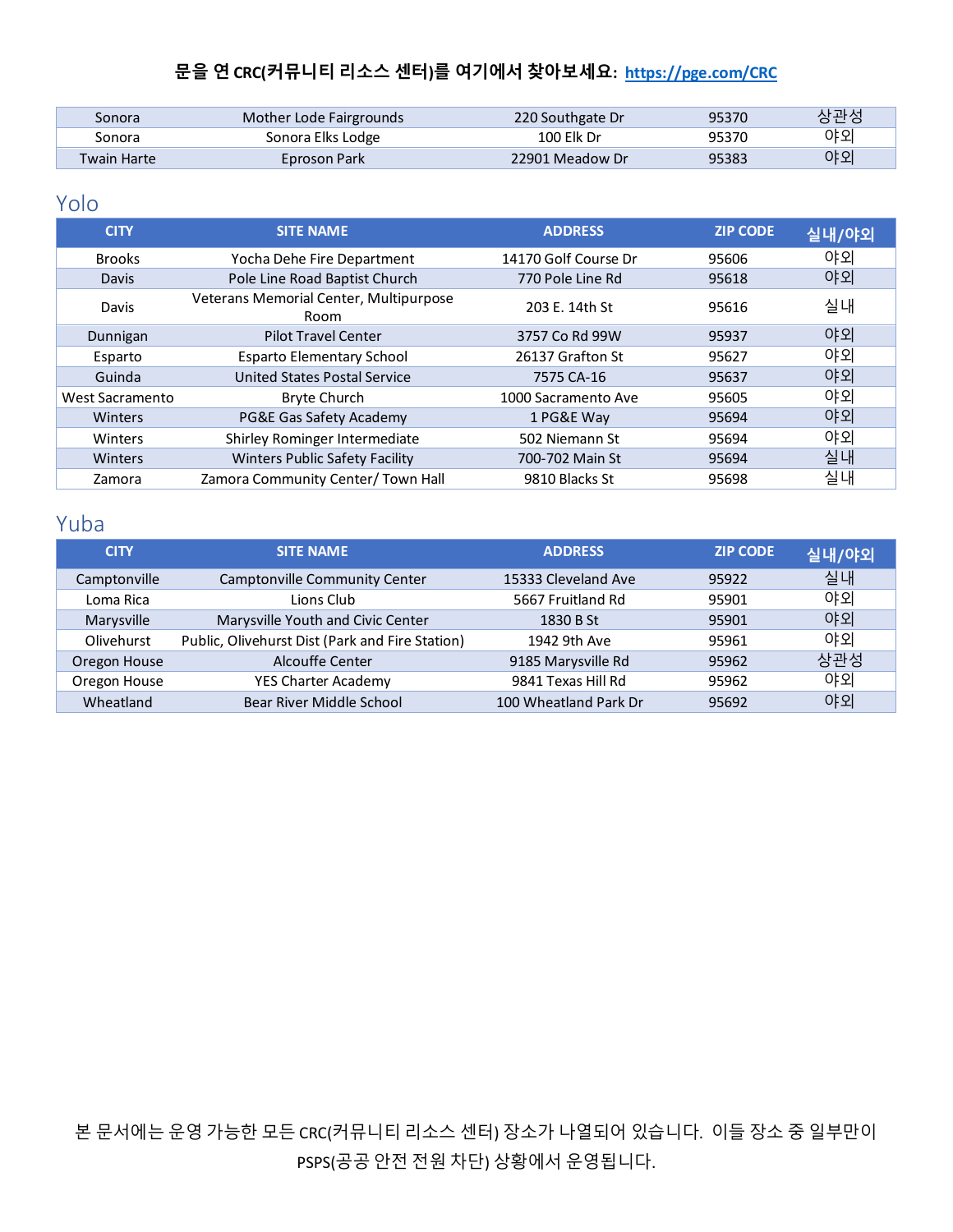문을 연 CRC(커뮤니티 리소스 센터)를 여기에서 찾아보세요: https://pge.com/CRC

| | | | | |
|---|---|---|---|---|
| Sonora | Mother Lode Fairgrounds | 220 Southgate Dr | 95370 | 상관성 |
| Sonora | Sonora Elks Lodge | 100 Elk Dr | 95370 | 야외 |
| Twain Harte | Eproson Park | 22901 Meadow Dr | 95383 | 야외 |

## Yolo

| CITY | SITE NAME | ADDRESS | ZIP CODE | 실내/야외 |
|---|---|---|---|---|
| Brooks | Yocha Dehe Fire Department | 14170 Golf Course Dr | 95606 | 야외 |
| Davis | Pole Line Road Baptist Church | 770 Pole Line Rd | 95618 | 야외 |
| Davis | Veterans Memorial Center, Multipurpose Room | 203 E. 14th St | 95616 | 실내 |
| Dunnigan | Pilot Travel Center | 3757 Co Rd 99W | 95937 | 야외 |
| Esparto | Esparto Elementary School | 26137 Grafton St | 95627 | 야외 |
| Guinda | United States Postal Service | 7575 CA-16 | 95637 | 야외 |
| West Sacramento | Bryte Church | 1000 Sacramento Ave | 95605 | 야외 |
| Winters | PG&E Gas Safety Academy | 1 PG&E Way | 95694 | 야외 |
| Winters | Shirley Rominger Intermediate | 502 Niemann St | 95694 | 야외 |
| Winters | Winters Public Safety Facility | 700-702 Main St | 95694 | 실내 |
| Zamora | Zamora Community Center/ Town Hall | 9810 Blacks St | 95698 | 실내 |

## Yuba

| CITY | SITE NAME | ADDRESS | ZIP CODE | 실내/야외 |
|---|---|---|---|---|
| Camptonville | Camptonville Community Center | 15333 Cleveland Ave | 95922 | 실내 |
| Loma Rica | Lions Club | 5667 Fruitland Rd | 95901 | 야외 |
| Marysville | Marysville Youth and Civic Center | 1830 B St | 95901 | 야외 |
| Olivehurst | Public, Olivehurst Dist (Park and Fire Station) | 1942 9th Ave | 95961 | 야외 |
| Oregon House | Alcouffe Center | 9185 Marysville Rd | 95962 | 상관성 |
| Oregon House | YES Charter Academy | 9841 Texas Hill Rd | 95962 | 야외 |
| Wheatland | Bear River Middle School | 100 Wheatland Park Dr | 95692 | 야외 |

본 문서에는 운영 가능한 모든 CRC(커뮤니티 리소스 센터) 장소가 나열되어 있습니다. 이들 장소 중 일부만이 PSPS(공공 안전 전원 차단) 상황에서 운영됩니다.